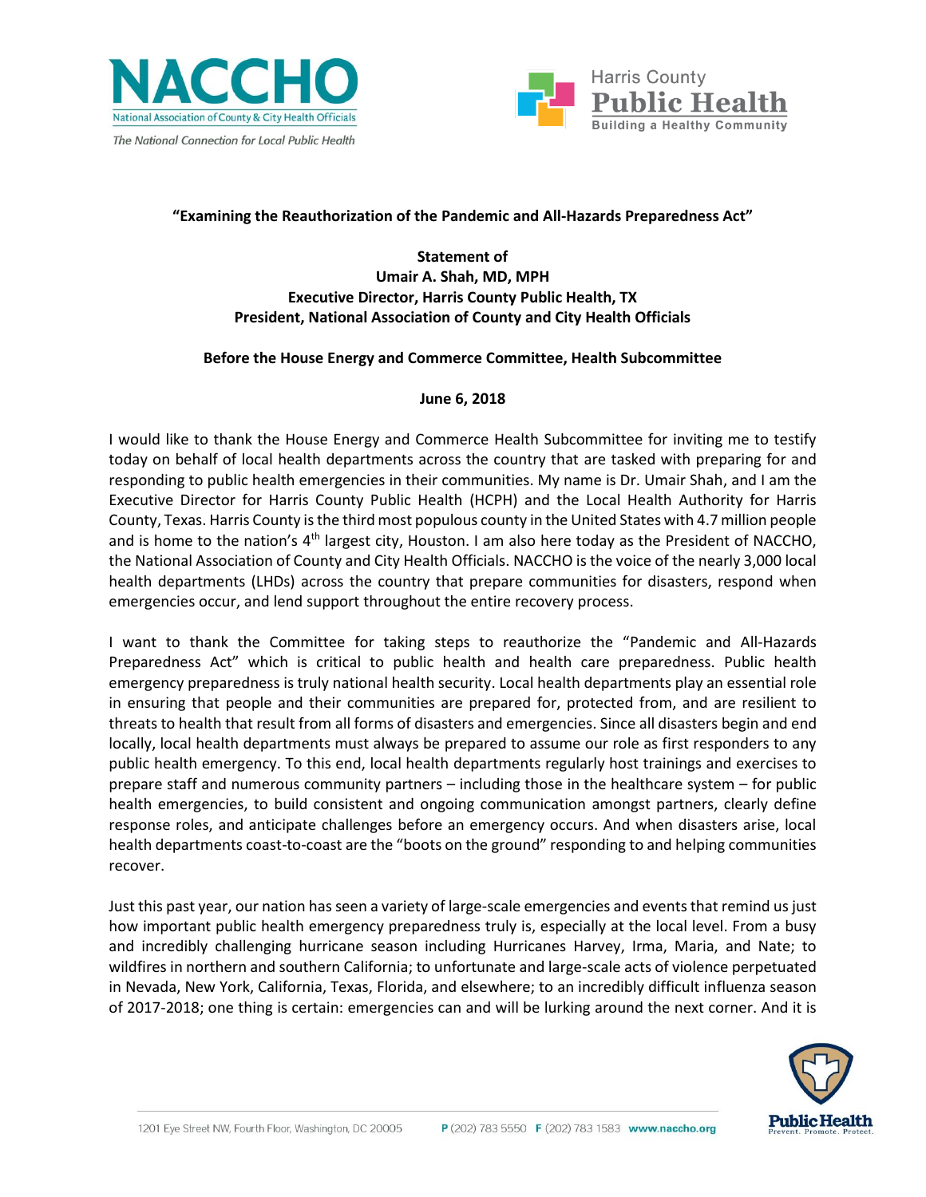**"Examining the Reauthorization of the Pandemic and All-Hazards Preparedness Act"**

**Statement of**
**Umair A. Shah, MD, MPH**
**Executive Director, Harris County Public Health, TX**
**President, National Association of County and City Health Officials**

**Before the House Energy and Commerce Committee, Health Subcommittee**

**June 6, 2018**

I would like to thank the House Energy and Commerce Health Subcommittee for inviting me to testify today on behalf of local health departments across the country that are tasked with preparing for and responding to public health emergencies in their communities. My name is Dr. Umair Shah, and I am the Executive Director for Harris County Public Health (HCPH) and the Local Health Authority for Harris County, Texas. Harris County is the third most populous county in the United States with 4.7 million people and is home to the nation's 4th largest city, Houston. I am also here today as the President of NACCHO, the National Association of County and City Health Officials. NACCHO is the voice of the nearly 3,000 local health departments (LHDs) across the country that prepare communities for disasters, respond when emergencies occur, and lend support throughout the entire recovery process.

I want to thank the Committee for taking steps to reauthorize the "Pandemic and All-Hazards Preparedness Act" which is critical to public health and health care preparedness. Public health emergency preparedness is truly national health security. Local health departments play an essential role in ensuring that people and their communities are prepared for, protected from, and are resilient to threats to health that result from all forms of disasters and emergencies. Since all disasters begin and end locally, local health departments must always be prepared to assume our role as first responders to any public health emergency. To this end, local health departments regularly host trainings and exercises to prepare staff and numerous community partners – including those in the healthcare system – for public health emergencies, to build consistent and ongoing communication amongst partners, clearly define response roles, and anticipate challenges before an emergency occurs. And when disasters arise, local health departments coast-to-coast are the "boots on the ground" responding to and helping communities recover.

Just this past year, our nation has seen a variety of large-scale emergencies and events that remind us just how important public health emergency preparedness truly is, especially at the local level. From a busy and incredibly challenging hurricane season including Hurricanes Harvey, Irma, Maria, and Nate; to wildfires in northern and southern California; to unfortunate and large-scale acts of violence perpetuated in Nevada, New York, California, Texas, Florida, and elsewhere; to an incredibly difficult influenza season of 2017-2018; one thing is certain: emergencies can and will be lurking around the next corner. And it is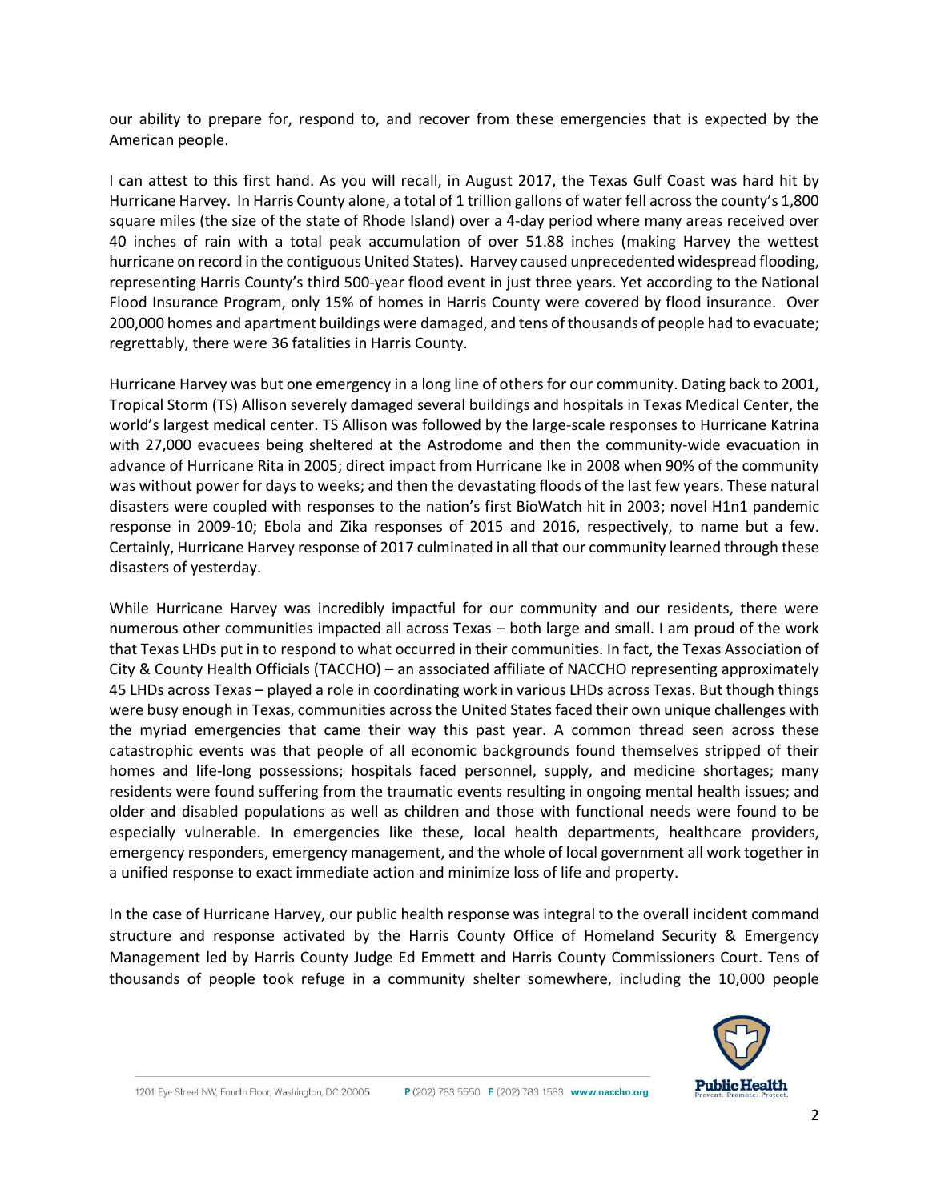our ability to prepare for, respond to, and recover from these emergencies that is expected by the American people.

I can attest to this first hand. As you will recall, in August 2017, the Texas Gulf Coast was hard hit by Hurricane Harvey. In Harris County alone, a total of 1 trillion gallons of water fell across the county's 1,800 square miles (the size of the state of Rhode Island) over a 4-day period where many areas received over 40 inches of rain with a total peak accumulation of over 51.88 inches (making Harvey the wettest hurricane on record in the contiguous United States). Harvey caused unprecedented widespread flooding, representing Harris County's third 500-year flood event in just three years. Yet according to the National Flood Insurance Program, only 15% of homes in Harris County were covered by flood insurance. Over 200,000 homes and apartment buildings were damaged, and tens of thousands of people had to evacuate; regrettably, there were 36 fatalities in Harris County.

Hurricane Harvey was but one emergency in a long line of others for our community. Dating back to 2001, Tropical Storm (TS) Allison severely damaged several buildings and hospitals in Texas Medical Center, the world's largest medical center. TS Allison was followed by the large-scale responses to Hurricane Katrina with 27,000 evacuees being sheltered at the Astrodome and then the community-wide evacuation in advance of Hurricane Rita in 2005; direct impact from Hurricane Ike in 2008 when 90% of the community was without power for days to weeks; and then the devastating floods of the last few years. These natural disasters were coupled with responses to the nation's first BioWatch hit in 2003; novel H1n1 pandemic response in 2009-10; Ebola and Zika responses of 2015 and 2016, respectively, to name but a few. Certainly, Hurricane Harvey response of 2017 culminated in all that our community learned through these disasters of yesterday.

While Hurricane Harvey was incredibly impactful for our community and our residents, there were numerous other communities impacted all across Texas – both large and small. I am proud of the work that Texas LHDs put in to respond to what occurred in their communities. In fact, the Texas Association of City & County Health Officials (TACCHO) – an associated affiliate of NACCHO representing approximately 45 LHDs across Texas – played a role in coordinating work in various LHDs across Texas. But though things were busy enough in Texas, communities across the United States faced their own unique challenges with the myriad emergencies that came their way this past year. A common thread seen across these catastrophic events was that people of all economic backgrounds found themselves stripped of their homes and life-long possessions; hospitals faced personnel, supply, and medicine shortages; many residents were found suffering from the traumatic events resulting in ongoing mental health issues; and older and disabled populations as well as children and those with functional needs were found to be especially vulnerable. In emergencies like these, local health departments, healthcare providers, emergency responders, emergency management, and the whole of local government all work together in a unified response to exact immediate action and minimize loss of life and property.

In the case of Hurricane Harvey, our public health response was integral to the overall incident command structure and response activated by the Harris County Office of Homeland Security & Emergency Management led by Harris County Judge Ed Emmett and Harris County Commissioners Court. Tens of thousands of people took refuge in a community shelter somewhere, including the 10,000 people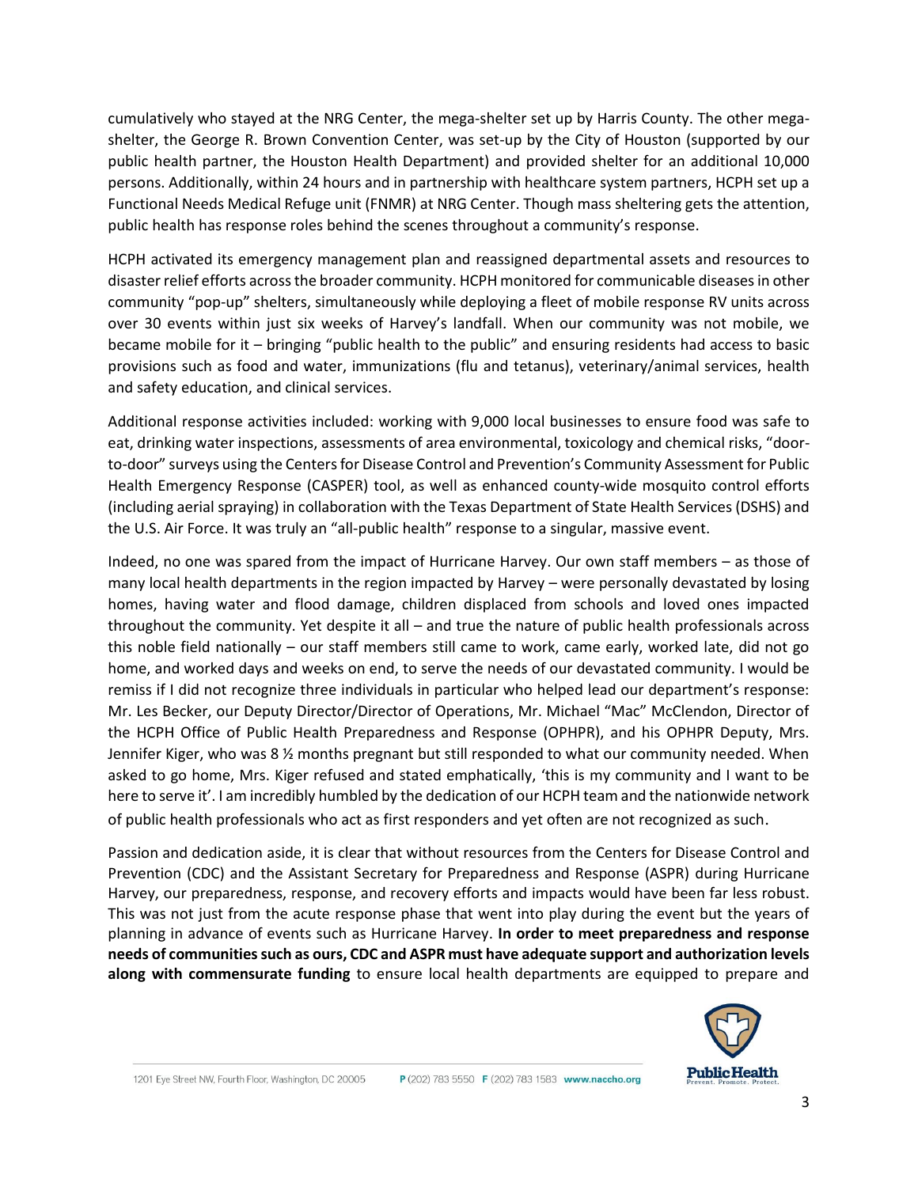cumulatively who stayed at the NRG Center, the mega-shelter set up by Harris County. The other mega-shelter, the George R. Brown Convention Center, was set-up by the City of Houston (supported by our public health partner, the Houston Health Department) and provided shelter for an additional 10,000 persons. Additionally, within 24 hours and in partnership with healthcare system partners, HCPH set up a Functional Needs Medical Refuge unit (FNMR) at NRG Center. Though mass sheltering gets the attention, public health has response roles behind the scenes throughout a community's response.

HCPH activated its emergency management plan and reassigned departmental assets and resources to disaster relief efforts across the broader community. HCPH monitored for communicable diseases in other community "pop-up" shelters, simultaneously while deploying a fleet of mobile response RV units across over 30 events within just six weeks of Harvey's landfall. When our community was not mobile, we became mobile for it – bringing "public health to the public" and ensuring residents had access to basic provisions such as food and water, immunizations (flu and tetanus), veterinary/animal services, health and safety education, and clinical services.

Additional response activities included: working with 9,000 local businesses to ensure food was safe to eat, drinking water inspections, assessments of area environmental, toxicology and chemical risks, "door-to-door" surveys using the Centers for Disease Control and Prevention's Community Assessment for Public Health Emergency Response (CASPER) tool, as well as enhanced county-wide mosquito control efforts (including aerial spraying) in collaboration with the Texas Department of State Health Services (DSHS) and the U.S. Air Force. It was truly an "all-public health" response to a singular, massive event.

Indeed, no one was spared from the impact of Hurricane Harvey. Our own staff members – as those of many local health departments in the region impacted by Harvey – were personally devastated by losing homes, having water and flood damage, children displaced from schools and loved ones impacted throughout the community. Yet despite it all – and true the nature of public health professionals across this noble field nationally – our staff members still came to work, came early, worked late, did not go home, and worked days and weeks on end, to serve the needs of our devastated community. I would be remiss if I did not recognize three individuals in particular who helped lead our department's response: Mr. Les Becker, our Deputy Director/Director of Operations, Mr. Michael "Mac" McClendon, Director of the HCPH Office of Public Health Preparedness and Response (OPHPR), and his OPHPR Deputy, Mrs. Jennifer Kiger, who was 8 ½ months pregnant but still responded to what our community needed. When asked to go home, Mrs. Kiger refused and stated emphatically, 'this is my community and I want to be here to serve it'. I am incredibly humbled by the dedication of our HCPH team and the nationwide network of public health professionals who act as first responders and yet often are not recognized as such.

Passion and dedication aside, it is clear that without resources from the Centers for Disease Control and Prevention (CDC) and the Assistant Secretary for Preparedness and Response (ASPR) during Hurricane Harvey, our preparedness, response, and recovery efforts and impacts would have been far less robust. This was not just from the acute response phase that went into play during the event but the years of planning in advance of events such as Hurricane Harvey. **In order to meet preparedness and response needs of communities such as ours, CDC and ASPR must have adequate support and authorization levels along with commensurate funding** to ensure local health departments are equipped to prepare and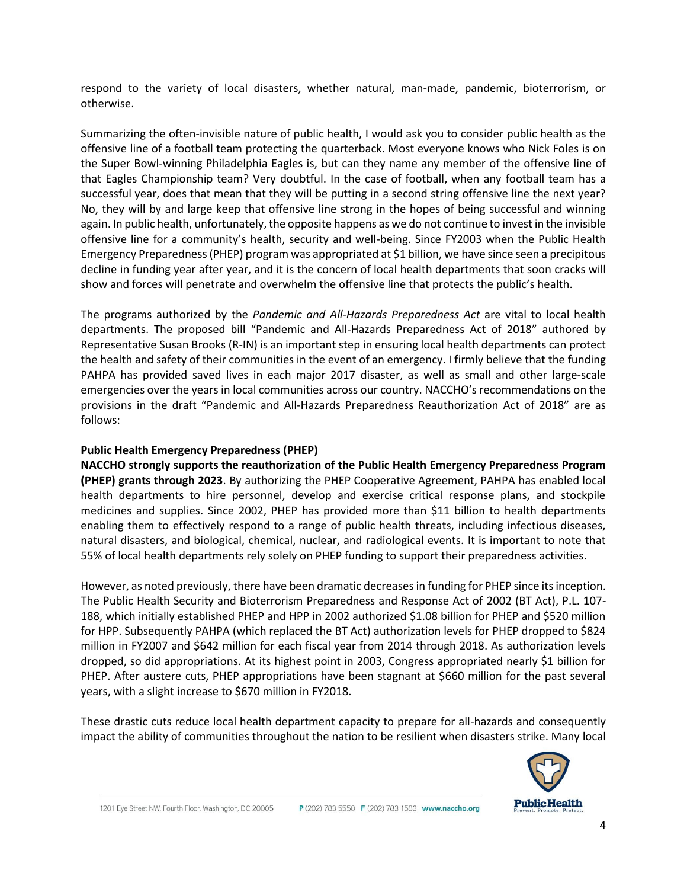respond to the variety of local disasters, whether natural, man-made, pandemic, bioterrorism, or otherwise.

Summarizing the often-invisible nature of public health, I would ask you to consider public health as the offensive line of a football team protecting the quarterback. Most everyone knows who Nick Foles is on the Super Bowl-winning Philadelphia Eagles is, but can they name any member of the offensive line of that Eagles Championship team? Very doubtful. In the case of football, when any football team has a successful year, does that mean that they will be putting in a second string offensive line the next year? No, they will by and large keep that offensive line strong in the hopes of being successful and winning again. In public health, unfortunately, the opposite happens as we do not continue to invest in the invisible offensive line for a community's health, security and well-being. Since FY2003 when the Public Health Emergency Preparedness (PHEP) program was appropriated at $1 billion, we have since seen a precipitous decline in funding year after year, and it is the concern of local health departments that soon cracks will show and forces will penetrate and overwhelm the offensive line that protects the public's health.

The programs authorized by the *Pandemic and All-Hazards Preparedness Act* are vital to local health departments. The proposed bill "Pandemic and All-Hazards Preparedness Act of 2018" authored by Representative Susan Brooks (R-IN) is an important step in ensuring local health departments can protect the health and safety of their communities in the event of an emergency. I firmly believe that the funding PAHPA has provided saved lives in each major 2017 disaster, as well as small and other large-scale emergencies over the years in local communities across our country. NACCHO's recommendations on the provisions in the draft "Pandemic and All-Hazards Preparedness Reauthorization Act of 2018" are as follows:

**Public Health Emergency Preparedness (PHEP)**

**NACCHO strongly supports the reauthorization of the Public Health Emergency Preparedness Program (PHEP) grants through 2023**. By authorizing the PHEP Cooperative Agreement, PAHPA has enabled local health departments to hire personnel, develop and exercise critical response plans, and stockpile medicines and supplies. Since 2002, PHEP has provided more than $11 billion to health departments enabling them to effectively respond to a range of public health threats, including infectious diseases, natural disasters, and biological, chemical, nuclear, and radiological events. It is important to note that 55% of local health departments rely solely on PHEP funding to support their preparedness activities.

However, as noted previously, there have been dramatic decreases in funding for PHEP since its inception. The Public Health Security and Bioterrorism Preparedness and Response Act of 2002 (BT Act), P.L. 107-188, which initially established PHEP and HPP in 2002 authorized $1.08 billion for PHEP and $520 million for HPP. Subsequently PAHPA (which replaced the BT Act) authorization levels for PHEP dropped to $824 million in FY2007 and $642 million for each fiscal year from 2014 through 2018. As authorization levels dropped, so did appropriations. At its highest point in 2003, Congress appropriated nearly $1 billion for PHEP. After austere cuts, PHEP appropriations have been stagnant at $660 million for the past several years, with a slight increase to $670 million in FY2018.

These drastic cuts reduce local health department capacity to prepare for all-hazards and consequently impact the ability of communities throughout the nation to be resilient when disasters strike. Many local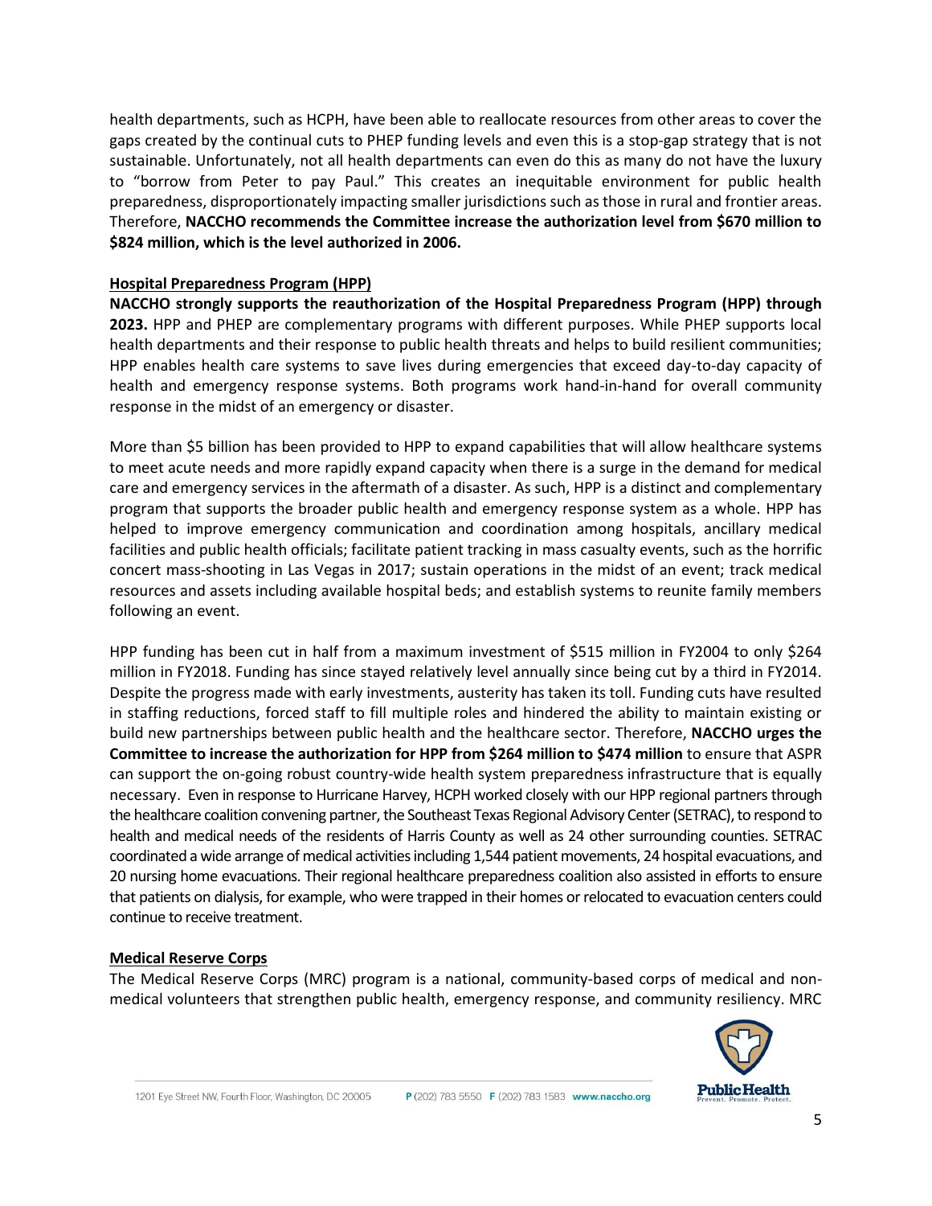health departments, such as HCPH, have been able to reallocate resources from other areas to cover the gaps created by the continual cuts to PHEP funding levels and even this is a stop-gap strategy that is not sustainable. Unfortunately, not all health departments can even do this as many do not have the luxury to "borrow from Peter to pay Paul." This creates an inequitable environment for public health preparedness, disproportionately impacting smaller jurisdictions such as those in rural and frontier areas. Therefore, **NACCHO recommends the Committee increase the authorization level from $670 million to $824 million, which is the level authorized in 2006.**

**Hospital Preparedness Program (HPP)**

**NACCHO strongly supports the reauthorization of the Hospital Preparedness Program (HPP) through 2023.** HPP and PHEP are complementary programs with different purposes. While PHEP supports local health departments and their response to public health threats and helps to build resilient communities; HPP enables health care systems to save lives during emergencies that exceed day-to-day capacity of health and emergency response systems. Both programs work hand-in-hand for overall community response in the midst of an emergency or disaster.

More than $5 billion has been provided to HPP to expand capabilities that will allow healthcare systems to meet acute needs and more rapidly expand capacity when there is a surge in the demand for medical care and emergency services in the aftermath of a disaster. As such, HPP is a distinct and complementary program that supports the broader public health and emergency response system as a whole. HPP has helped to improve emergency communication and coordination among hospitals, ancillary medical facilities and public health officials; facilitate patient tracking in mass casualty events, such as the horrific concert mass-shooting in Las Vegas in 2017; sustain operations in the midst of an event; track medical resources and assets including available hospital beds; and establish systems to reunite family members following an event.

HPP funding has been cut in half from a maximum investment of $515 million in FY2004 to only $264 million in FY2018. Funding has since stayed relatively level annually since being cut by a third in FY2014. Despite the progress made with early investments, austerity has taken its toll. Funding cuts have resulted in staffing reductions, forced staff to fill multiple roles and hindered the ability to maintain existing or build new partnerships between public health and the healthcare sector. Therefore, **NACCHO urges the Committee to increase the authorization for HPP from $264 million to $474 million** to ensure that ASPR can support the on-going robust country-wide health system preparedness infrastructure that is equally necessary. Even in response to Hurricane Harvey, HCPH worked closely with our HPP regional partners through the healthcare coalition convening partner, the Southeast Texas Regional Advisory Center (SETRAC), to respond to health and medical needs of the residents of Harris County as well as 24 other surrounding counties. SETRAC coordinated a wide arrange of medical activities including 1,544 patient movements, 24 hospital evacuations, and 20 nursing home evacuations. Their regional healthcare preparedness coalition also assisted in efforts to ensure that patients on dialysis, for example, who were trapped in their homes or relocated to evacuation centers could continue to receive treatment.

**Medical Reserve Corps**

The Medical Reserve Corps (MRC) program is a national, community-based corps of medical and non-medical volunteers that strengthen public health, emergency response, and community resiliency. MRC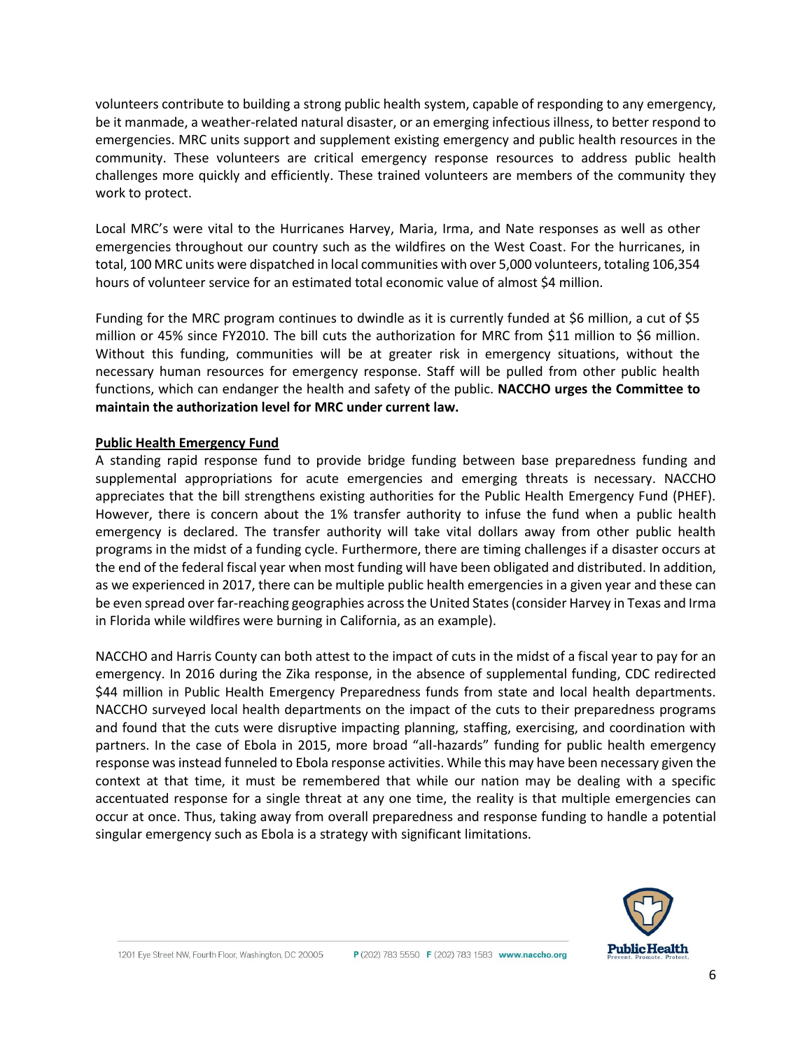volunteers contribute to building a strong public health system, capable of responding to any emergency, be it manmade, a weather-related natural disaster, or an emerging infectious illness, to better respond to emergencies. MRC units support and supplement existing emergency and public health resources in the community. These volunteers are critical emergency response resources to address public health challenges more quickly and efficiently. These trained volunteers are members of the community they work to protect.

Local MRC's were vital to the Hurricanes Harvey, Maria, Irma, and Nate responses as well as other emergencies throughout our country such as the wildfires on the West Coast. For the hurricanes, in total, 100 MRC units were dispatched in local communities with over 5,000 volunteers, totaling 106,354 hours of volunteer service for an estimated total economic value of almost $4 million.

Funding for the MRC program continues to dwindle as it is currently funded at $6 million, a cut of $5 million or 45% since FY2010. The bill cuts the authorization for MRC from $11 million to $6 million. Without this funding, communities will be at greater risk in emergency situations, without the necessary human resources for emergency response. Staff will be pulled from other public health functions, which can endanger the health and safety of the public. **NACCHO urges the Committee to maintain the authorization level for MRC under current law.**

**Public Health Emergency Fund**

A standing rapid response fund to provide bridge funding between base preparedness funding and supplemental appropriations for acute emergencies and emerging threats is necessary. NACCHO appreciates that the bill strengthens existing authorities for the Public Health Emergency Fund (PHEF). However, there is concern about the 1% transfer authority to infuse the fund when a public health emergency is declared. The transfer authority will take vital dollars away from other public health programs in the midst of a funding cycle. Furthermore, there are timing challenges if a disaster occurs at the end of the federal fiscal year when most funding will have been obligated and distributed. In addition, as we experienced in 2017, there can be multiple public health emergencies in a given year and these can be even spread over far-reaching geographies across the United States (consider Harvey in Texas and Irma in Florida while wildfires were burning in California, as an example).

NACCHO and Harris County can both attest to the impact of cuts in the midst of a fiscal year to pay for an emergency. In 2016 during the Zika response, in the absence of supplemental funding, CDC redirected $44 million in Public Health Emergency Preparedness funds from state and local health departments. NACCHO surveyed local health departments on the impact of the cuts to their preparedness programs and found that the cuts were disruptive impacting planning, staffing, exercising, and coordination with partners. In the case of Ebola in 2015, more broad "all-hazards" funding for public health emergency response was instead funneled to Ebola response activities. While this may have been necessary given the context at that time, it must be remembered that while our nation may be dealing with a specific accentuated response for a single threat at any one time, the reality is that multiple emergencies can occur at once. Thus, taking away from overall preparedness and response funding to handle a potential singular emergency such as Ebola is a strategy with significant limitations.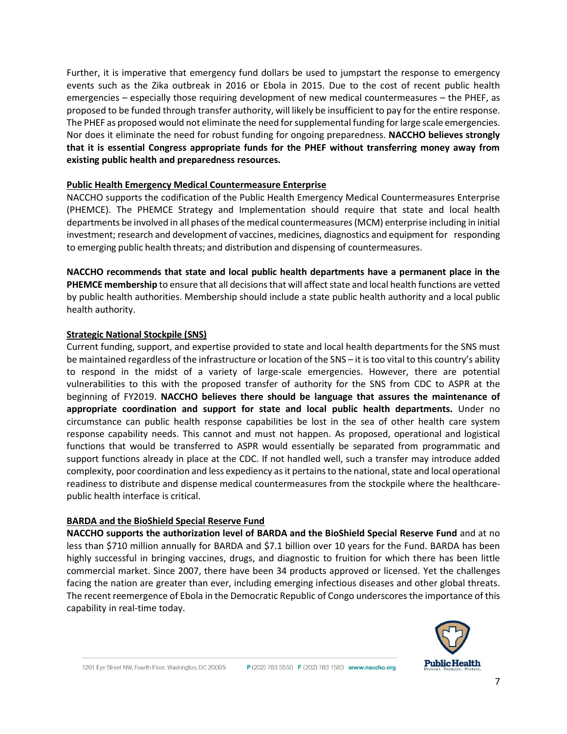Further, it is imperative that emergency fund dollars be used to jumpstart the response to emergency events such as the Zika outbreak in 2016 or Ebola in 2015. Due to the cost of recent public health emergencies – especially those requiring development of new medical countermeasures – the PHEF, as proposed to be funded through transfer authority, will likely be insufficient to pay for the entire response. The PHEF as proposed would not eliminate the need for supplemental funding for large scale emergencies. Nor does it eliminate the need for robust funding for ongoing preparedness. **NACCHO believes strongly that it is essential Congress appropriate funds for the PHEF without transferring money away from existing public health and preparedness resources.**

**Public Health Emergency Medical Countermeasure Enterprise**

NACCHO supports the codification of the Public Health Emergency Medical Countermeasures Enterprise (PHEMCE). The PHEMCE Strategy and Implementation should require that state and local health departments be involved in all phases of the medical countermeasures (MCM) enterprise including in initial investment; research and development of vaccines, medicines, diagnostics and equipment for responding to emerging public health threats; and distribution and dispensing of countermeasures.

**NACCHO recommends that state and local public health departments have a permanent place in the PHEMCE membership** to ensure that all decisions that will affect state and local health functions are vetted by public health authorities. Membership should include a state public health authority and a local public health authority.

**Strategic National Stockpile (SNS)**

Current funding, support, and expertise provided to state and local health departments for the SNS must be maintained regardless of the infrastructure or location of the SNS – it is too vital to this country's ability to respond in the midst of a variety of large-scale emergencies. However, there are potential vulnerabilities to this with the proposed transfer of authority for the SNS from CDC to ASPR at the beginning of FY2019. **NACCHO believes there should be language that assures the maintenance of appropriate coordination and support for state and local public health departments.** Under no circumstance can public health response capabilities be lost in the sea of other health care system response capability needs. This cannot and must not happen. As proposed, operational and logistical functions that would be transferred to ASPR would essentially be separated from programmatic and support functions already in place at the CDC. If not handled well, such a transfer may introduce added complexity, poor coordination and less expediency as it pertains to the national, state and local operational readiness to distribute and dispense medical countermeasures from the stockpile where the healthcare-public health interface is critical.

**BARDA and the BioShield Special Reserve Fund**

**NACCHO supports the authorization level of BARDA and the BioShield Special Reserve Fund** and at no less than $710 million annually for BARDA and $7.1 billion over 10 years for the Fund. BARDA has been highly successful in bringing vaccines, drugs, and diagnostic to fruition for which there has been little commercial market. Since 2007, there have been 34 products approved or licensed. Yet the challenges facing the nation are greater than ever, including emerging infectious diseases and other global threats. The recent reemergence of Ebola in the Democratic Republic of Congo underscores the importance of this capability in real-time today.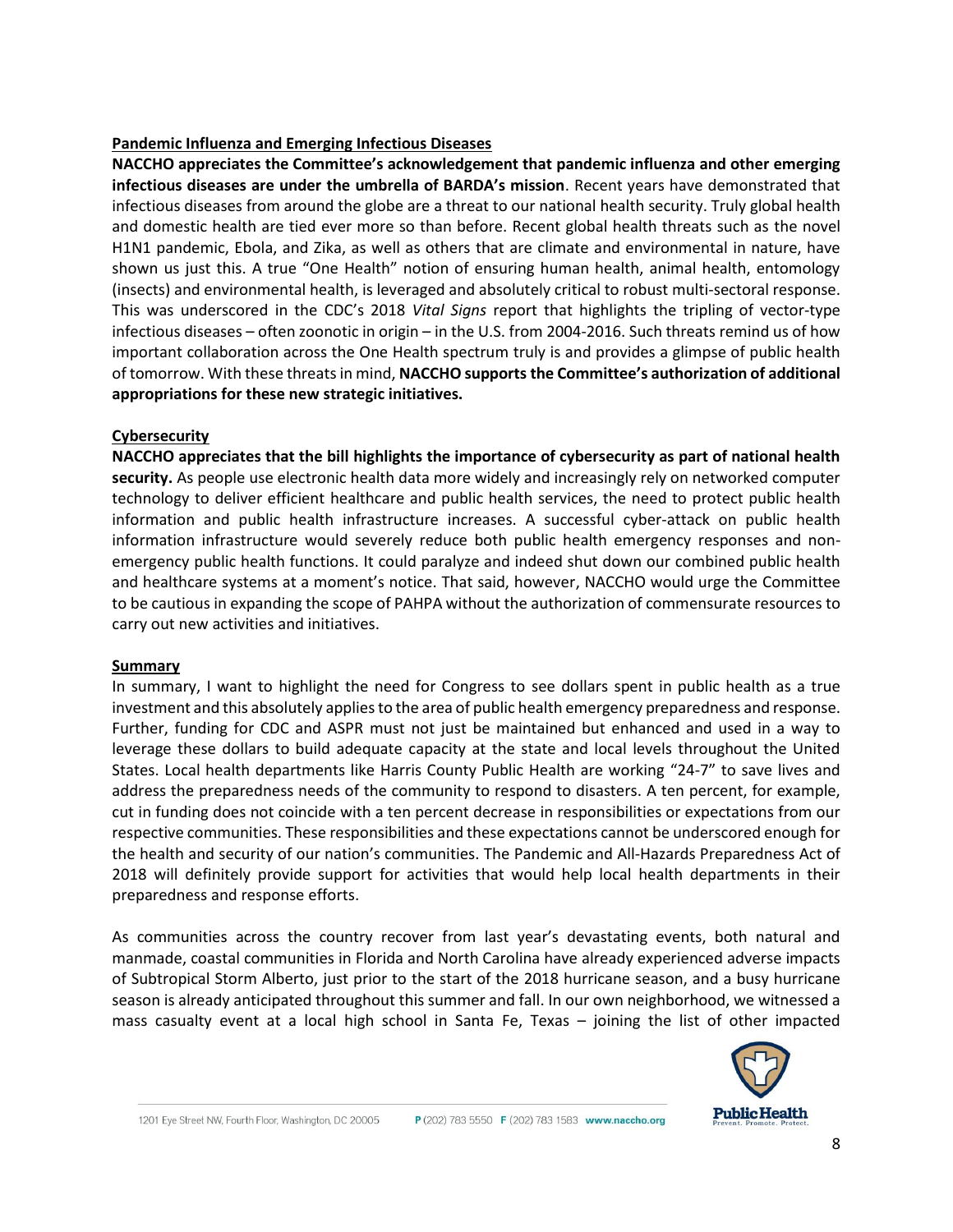**Pandemic Influenza and Emerging Infectious Diseases**

**NACCHO appreciates the Committee's acknowledgement that pandemic influenza and other emerging infectious diseases are under the umbrella of BARDA's mission**. Recent years have demonstrated that infectious diseases from around the globe are a threat to our national health security. Truly global health and domestic health are tied ever more so than before. Recent global health threats such as the novel H1N1 pandemic, Ebola, and Zika, as well as others that are climate and environmental in nature, have shown us just this. A true "One Health" notion of ensuring human health, animal health, entomology (insects) and environmental health, is leveraged and absolutely critical to robust multi-sectoral response. This was underscored in the CDC's 2018 *Vital Signs* report that highlights the tripling of vector-type infectious diseases – often zoonotic in origin – in the U.S. from 2004-2016. Such threats remind us of how important collaboration across the One Health spectrum truly is and provides a glimpse of public health of tomorrow. With these threats in mind, **NACCHO supports the Committee's authorization of additional appropriations for these new strategic initiatives.**

**Cybersecurity**

**NACCHO appreciates that the bill highlights the importance of cybersecurity as part of national health security.** As people use electronic health data more widely and increasingly rely on networked computer technology to deliver efficient healthcare and public health services, the need to protect public health information and public health infrastructure increases. A successful cyber-attack on public health information infrastructure would severely reduce both public health emergency responses and non-emergency public health functions. It could paralyze and indeed shut down our combined public health and healthcare systems at a moment's notice. That said, however, NACCHO would urge the Committee to be cautious in expanding the scope of PAHPA without the authorization of commensurate resources to carry out new activities and initiatives.

**Summary**

In summary, I want to highlight the need for Congress to see dollars spent in public health as a true investment and this absolutely applies to the area of public health emergency preparedness and response. Further, funding for CDC and ASPR must not just be maintained but enhanced and used in a way to leverage these dollars to build adequate capacity at the state and local levels throughout the United States. Local health departments like Harris County Public Health are working "24-7" to save lives and address the preparedness needs of the community to respond to disasters. A ten percent, for example, cut in funding does not coincide with a ten percent decrease in responsibilities or expectations from our respective communities. These responsibilities and these expectations cannot be underscored enough for the health and security of our nation's communities. The Pandemic and All-Hazards Preparedness Act of 2018 will definitely provide support for activities that would help local health departments in their preparedness and response efforts.

As communities across the country recover from last year's devastating events, both natural and manmade, coastal communities in Florida and North Carolina have already experienced adverse impacts of Subtropical Storm Alberto, just prior to the start of the 2018 hurricane season, and a busy hurricane season is already anticipated throughout this summer and fall. In our own neighborhood, we witnessed a mass casualty event at a local high school in Santa Fe, Texas – joining the list of other impacted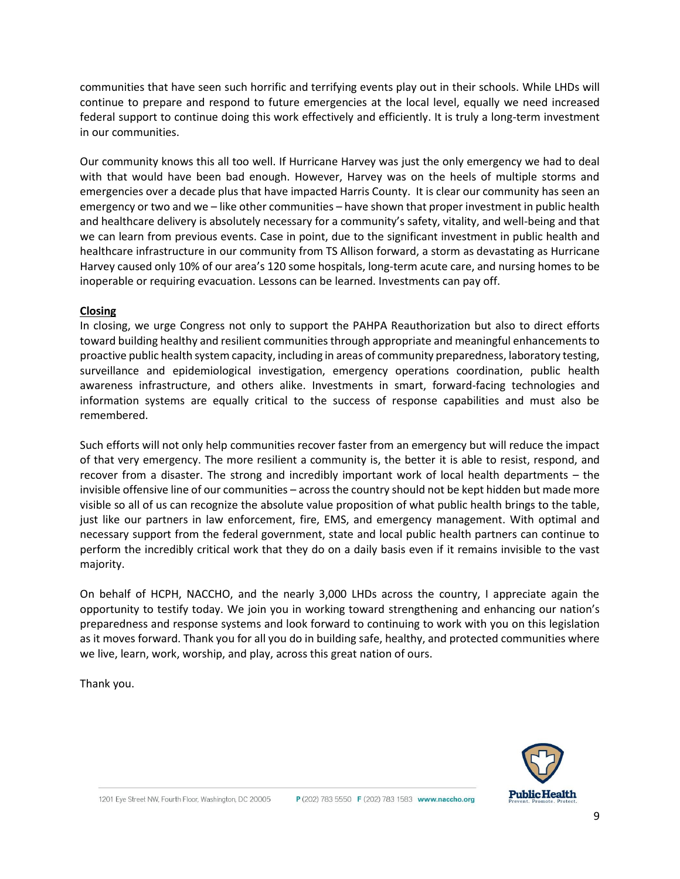communities that have seen such horrific and terrifying events play out in their schools. While LHDs will continue to prepare and respond to future emergencies at the local level, equally we need increased federal support to continue doing this work effectively and efficiently. It is truly a long-term investment in our communities.

Our community knows this all too well. If Hurricane Harvey was just the only emergency we had to deal with that would have been bad enough. However, Harvey was on the heels of multiple storms and emergencies over a decade plus that have impacted Harris County. It is clear our community has seen an emergency or two and we – like other communities – have shown that proper investment in public health and healthcare delivery is absolutely necessary for a community's safety, vitality, and well-being and that we can learn from previous events. Case in point, due to the significant investment in public health and healthcare infrastructure in our community from TS Allison forward, a storm as devastating as Hurricane Harvey caused only 10% of our area's 120 some hospitals, long-term acute care, and nursing homes to be inoperable or requiring evacuation. Lessons can be learned. Investments can pay off.

**Closing**

In closing, we urge Congress not only to support the PAHPA Reauthorization but also to direct efforts toward building healthy and resilient communities through appropriate and meaningful enhancements to proactive public health system capacity, including in areas of community preparedness, laboratory testing, surveillance and epidemiological investigation, emergency operations coordination, public health awareness infrastructure, and others alike. Investments in smart, forward-facing technologies and information systems are equally critical to the success of response capabilities and must also be remembered.

Such efforts will not only help communities recover faster from an emergency but will reduce the impact of that very emergency. The more resilient a community is, the better it is able to resist, respond, and recover from a disaster. The strong and incredibly important work of local health departments – the invisible offensive line of our communities – across the country should not be kept hidden but made more visible so all of us can recognize the absolute value proposition of what public health brings to the table, just like our partners in law enforcement, fire, EMS, and emergency management. With optimal and necessary support from the federal government, state and local public health partners can continue to perform the incredibly critical work that they do on a daily basis even if it remains invisible to the vast majority.

On behalf of HCPH, NACCHO, and the nearly 3,000 LHDs across the country, I appreciate again the opportunity to testify today. We join you in working toward strengthening and enhancing our nation's preparedness and response systems and look forward to continuing to work with you on this legislation as it moves forward. Thank you for all you do in building safe, healthy, and protected communities where we live, learn, work, worship, and play, across this great nation of ours.

Thank you.